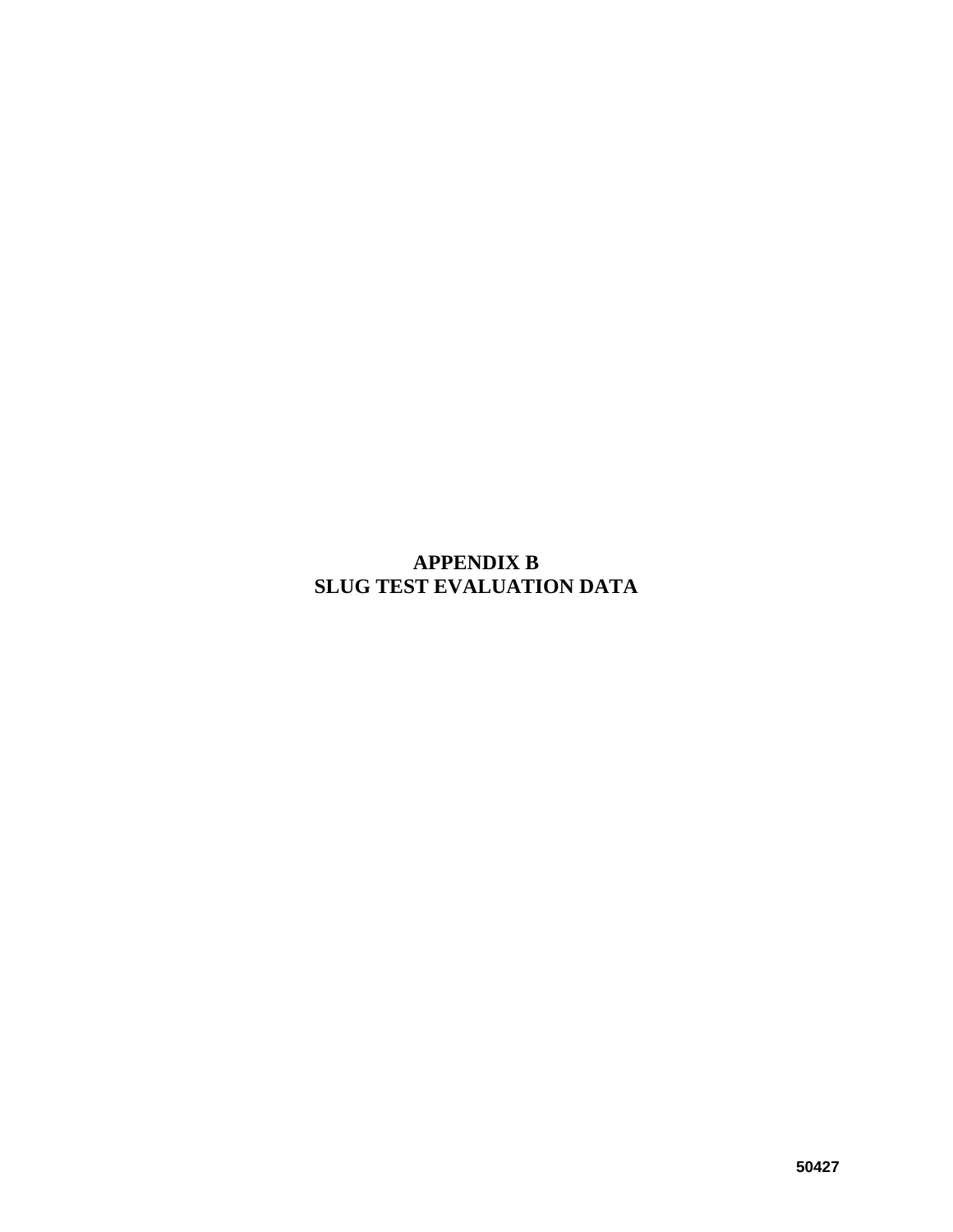# APPENDIX B
# SLUG TEST EVALUATION DATA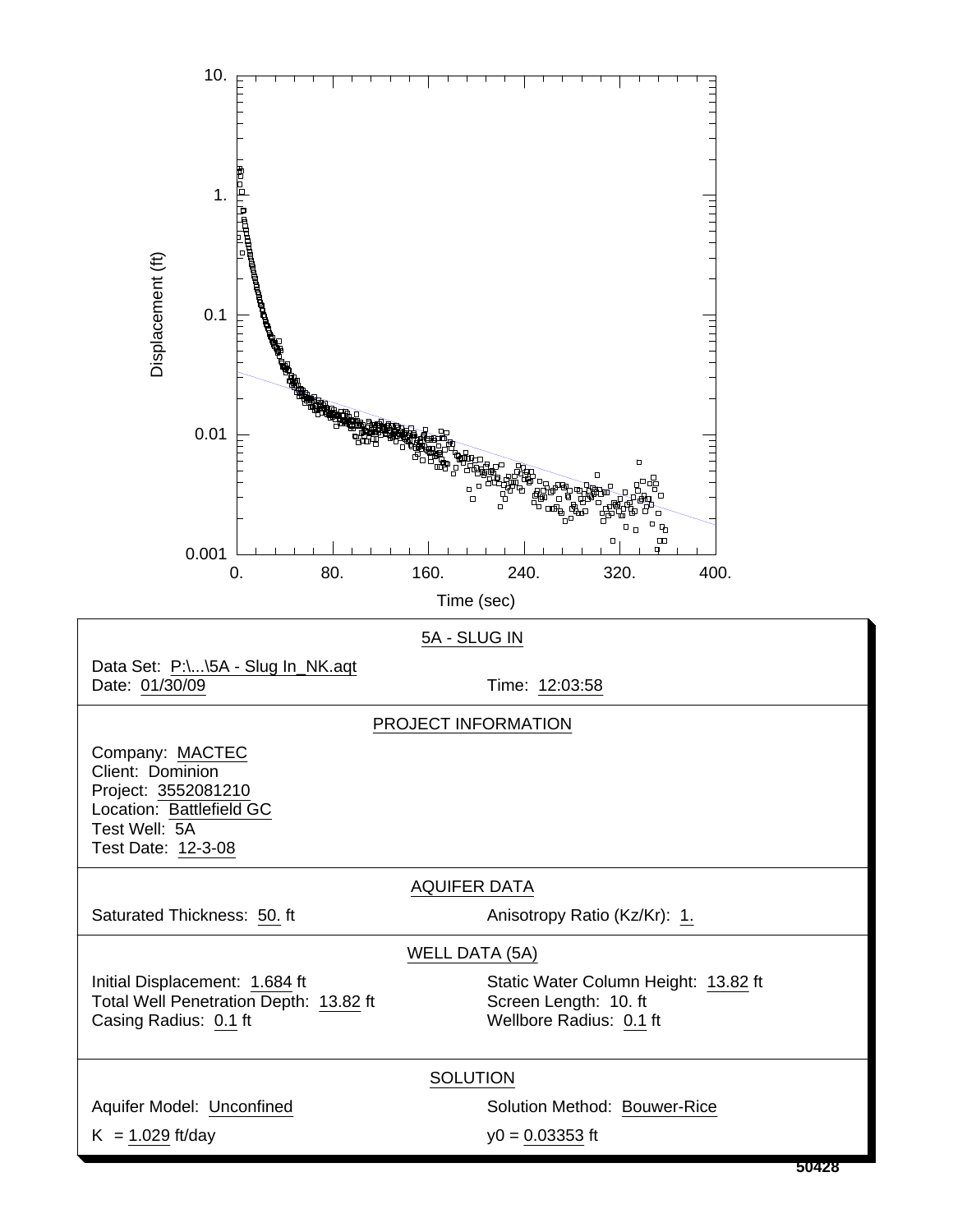Displacement (ft)

Time (sec)

## 5A - SLUG IN

Data Set: P:\...\5A - Slug In_NK.aqt
Date: 01/30/09 Time: 12:03:58

## PROJECT INFORMATION

Company: MACTEC
Client: Dominion
Project: 3552081210
Location: Battlefield GC
Test Well: 5A
Test Date: 12-3-08

## AQUIFER DATA

Saturated Thickness: 50. ft
Anisotropy Ratio (Kz/Kr): 1.

## WELL DATA (5A)

Initial Displacement: 1.684 ft
Static Water Column Height: 13.82 ft
Total Well Penetration Depth: 13.82 ft
Screen Length: 10. ft
Casing Radius: 0.1 ft
Wellbore Radius: 0.1 ft

## SOLUTION

Aquifer Model: Unconfined
Solution Method: Bouwer-Rice
K = 1.029 ft/day
y0 = 0.03353 ft

50428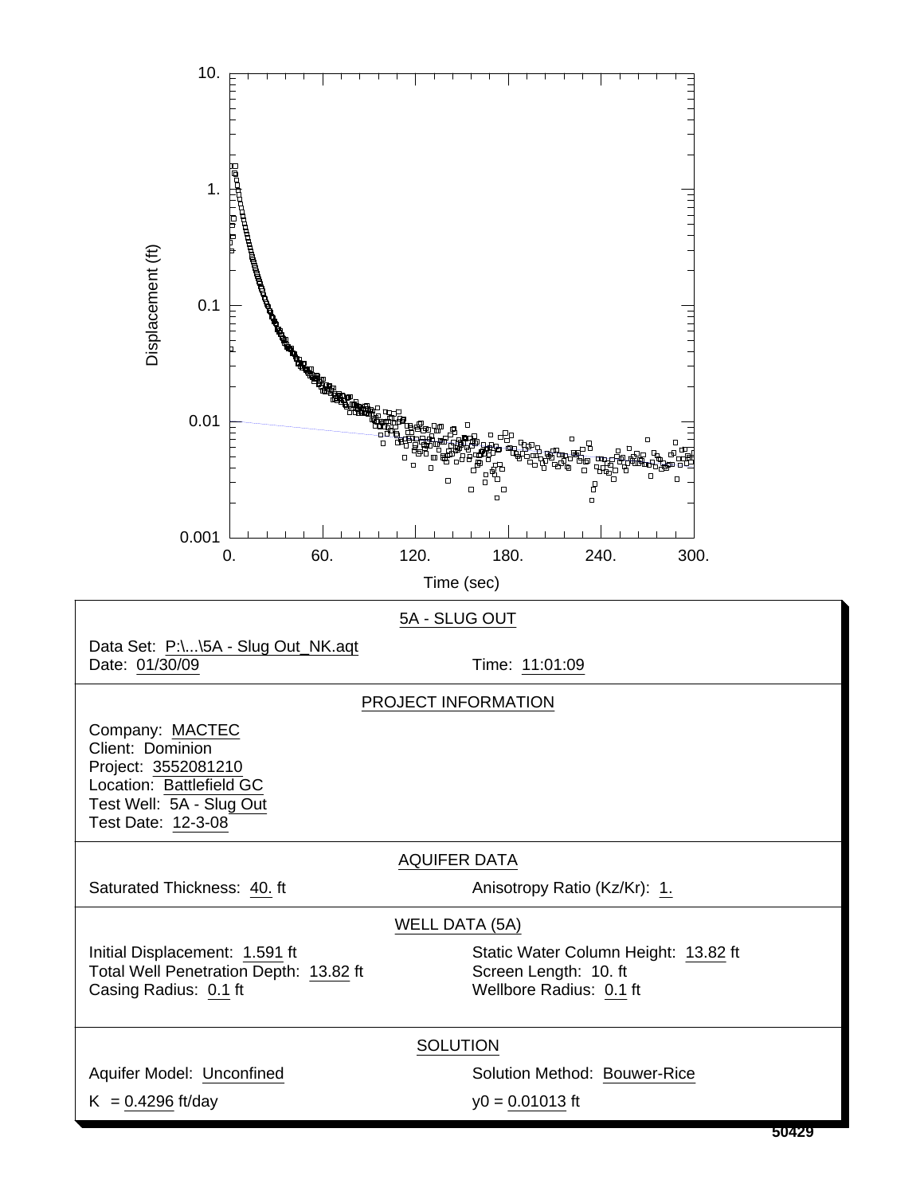Displacement (ft)

10.

1.

0.1

0.01

0.001

0. 60. 120. 180. 240. 300.

Time (sec)

## 5A - SLUG OUT

Data Set: P:\...\5A - Slug Out_NK.aqt
Date: 01/30/09 Time: 11:01:09

## PROJECT INFORMATION

Company: MACTEC
Client: Dominion
Project: 3552081210
Location: Battlefield GC
Test Well: 5A - Slug Out
Test Date: 12-3-08

## AQUIFER DATA

Saturated Thickness: 40. ft Anisotropy Ratio (Kz/Kr): 1.

## WELL DATA (5A)

Initial Displacement: 1.591 ft Static Water Column Height: 13.82 ft
Total Well Penetration Depth: 13.82 ft Screen Length: 10. ft
Casing Radius: 0.1 ft Wellbore Radius: 0.1 ft

## SOLUTION

Aquifer Model: Unconfined Solution Method: Bouwer-Rice
K = 0.4296 ft/day y0 = 0.01013 ft

50429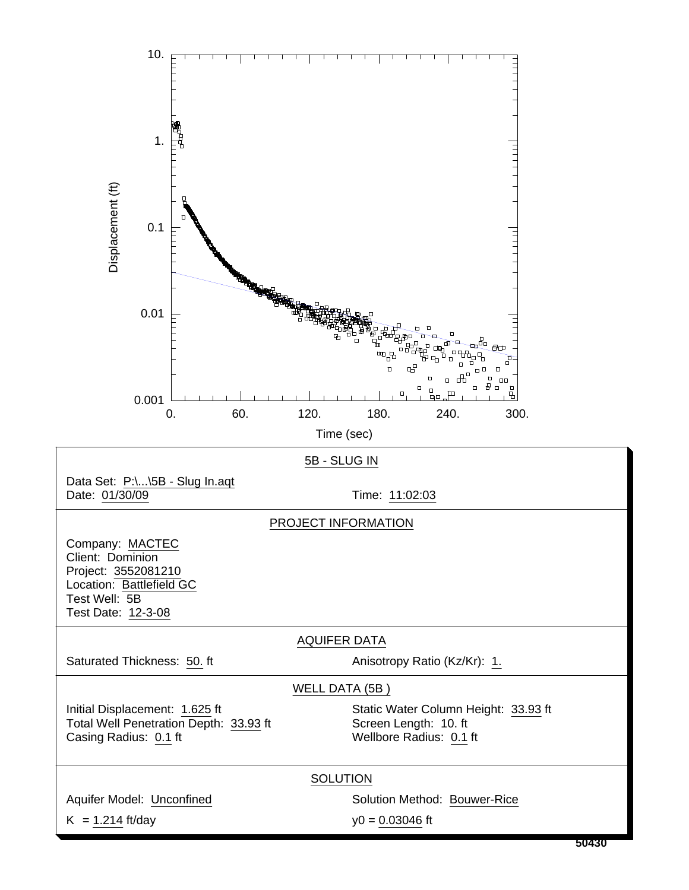## 5B - SLUG IN

Data Set: P:\...\5B - Slug In.aqt
Date: 01/30/09 Time: 11:02:03

## PROJECT INFORMATION

Company: MACTEC
Client: Dominion
Project: 3552081210
Location: Battlefield GC
Test Well: 5B
Test Date: 12-3-08

## AQUIFER DATA

Saturated Thickness: 50. ft
Anisotropy Ratio (Kz/Kr): 1.

## WELL DATA (5B )

Initial Displacement: 1.625 ft
Static Water Column Height: 33.93 ft
Total Well Penetration Depth: 33.93 ft
Screen Length: 10. ft
Casing Radius: 0.1 ft
Wellbore Radius: 0.1 ft

## SOLUTION

Aquifer Model: Unconfined
Solution Method: Bouwer-Rice
K = 1.214 ft/day
y0 = 0.03046 ft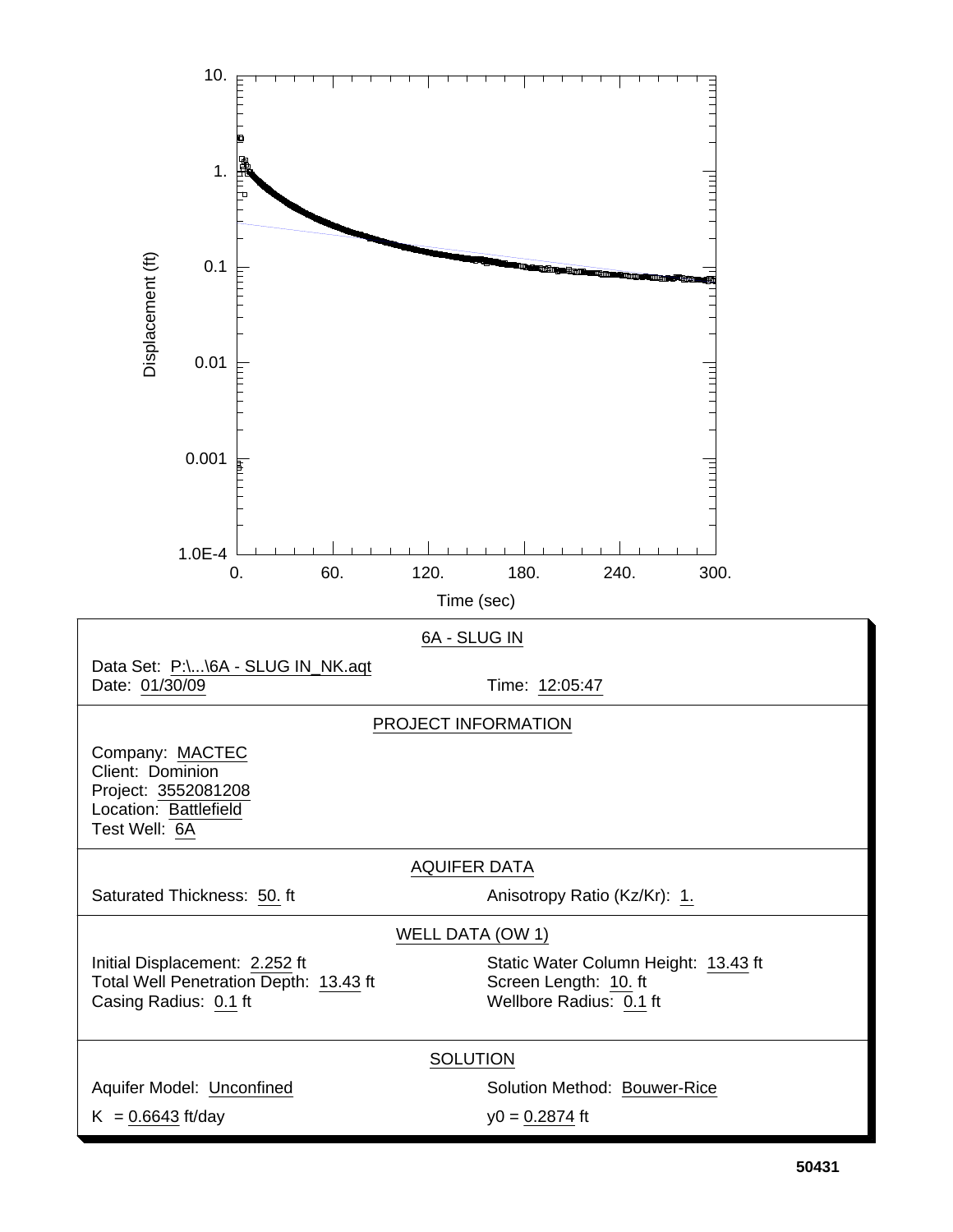Displacement (ft)

10. 1. 0.1 0.01 0.001 1.0E-4

0. 60. 120. 180. 240. 300.

Time (sec)

## 6A - SLUG IN

Data Set: P:\...\6A - SLUG IN_NK.aqt
Date: 01/30/09 Time: 12:05:47

## PROJECT INFORMATION

Company: MACTEC
Client: Dominion
Project: 3552081208
Location: Battlefield
Test Well: 6A

## AQUIFER DATA

Saturated Thickness: 50. ft Anisotropy Ratio (Kz/Kr): 1.

## WELL DATA (OW 1)

Initial Displacement: 2.252 ft
Total Well Penetration Depth: 13.43 ft
Casing Radius: 0.1 ft

Static Water Column Height: 13.43 ft
Screen Length: 10. ft
Wellbore Radius: 0.1 ft

## SOLUTION

Aquifer Model: Unconfined Solution Method: Bouwer-Rice

K = 0.6643 ft/day y0 = 0.2874 ft

50431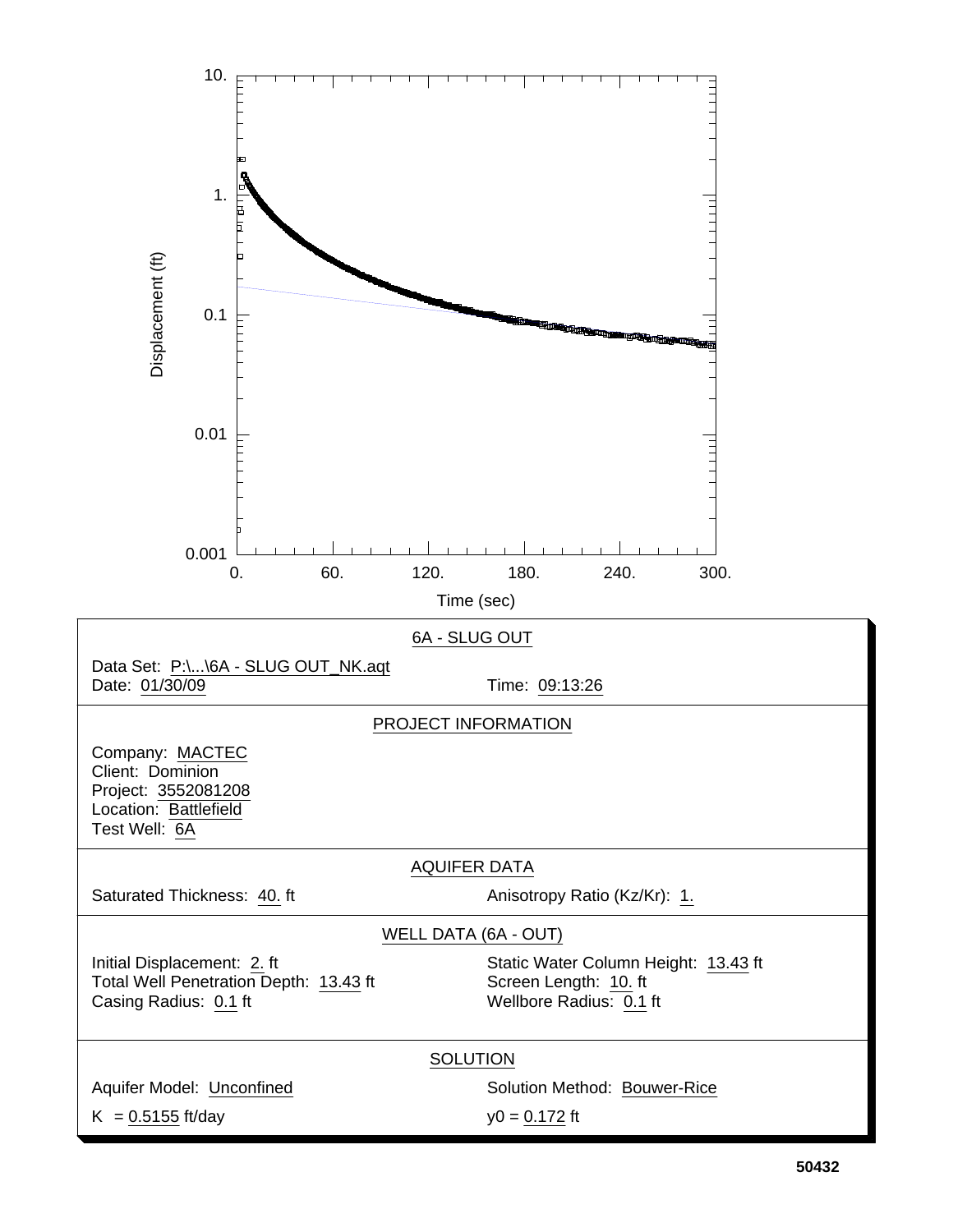Displacement (ft)

10.

1.

0.1

0.01

0.001

0. 60. 120. 180. 240. 300.

Time (sec)

## 6A - SLUG OUT

Data Set: P:\...\6A - SLUG OUT_NK.aqt
Date: 01/30/09
Time: 09:13:26

## PROJECT INFORMATION

Company: MACTEC
Client: Dominion
Project: 3552081208
Location: Battlefield
Test Well: 6A

## AQUIFER DATA

Saturated Thickness: 40. ft
Anisotropy Ratio (Kz/Kr): 1.

## WELL DATA (6A - OUT)

Initial Displacement: 2. ft
Static Water Column Height: 13.43 ft
Total Well Penetration Depth: 13.43 ft
Screen Length: 10. ft
Casing Radius: 0.1 ft
Wellbore Radius: 0.1 ft

## SOLUTION

Aquifer Model: Unconfined
Solution Method: Bouwer-Rice

K = 0.5155 ft/day
y0 = 0.172 ft

50432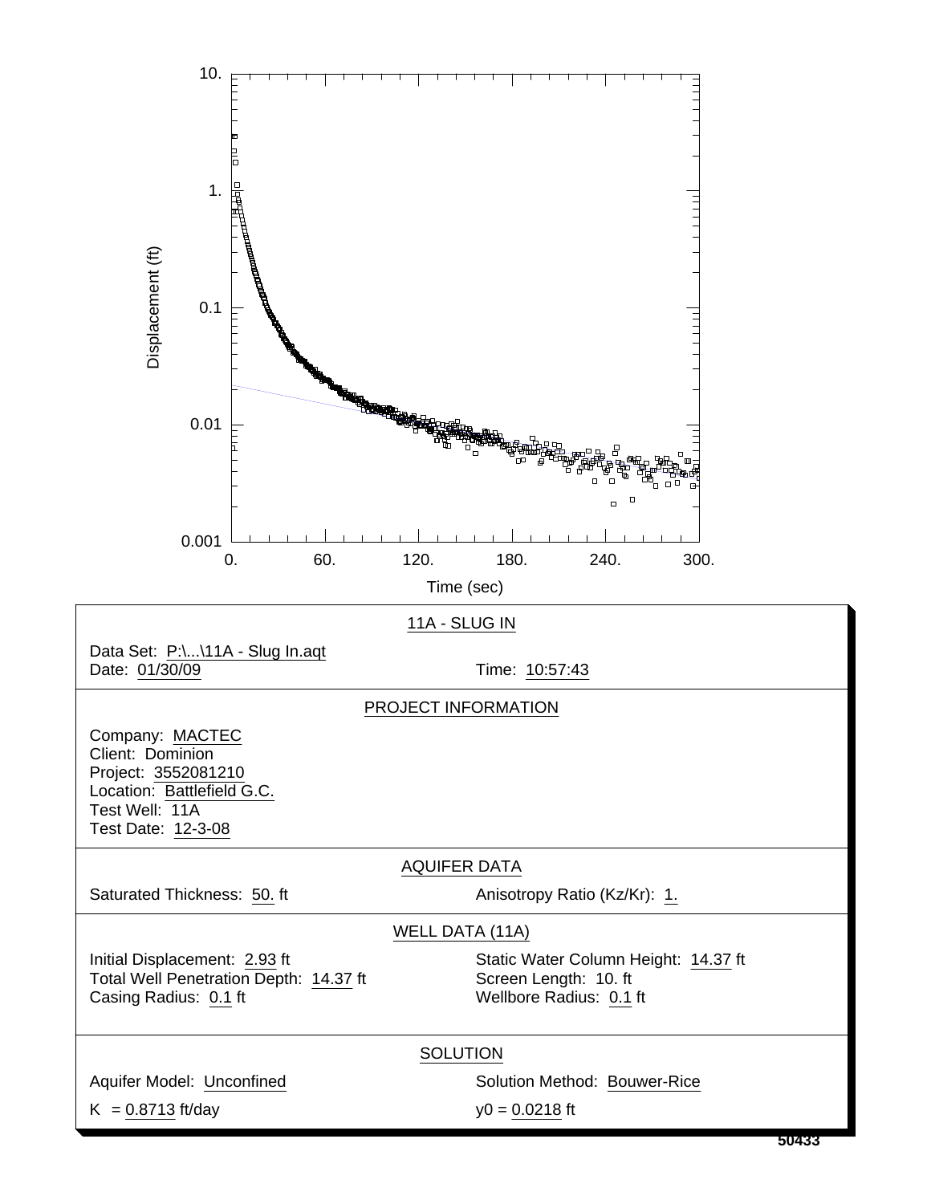Displacement (ft)

10.

1.

0.1

0.01

0.001

0. 60. 120. 180. 240. 300.

Time (sec)

## 11A - SLUG IN

Data Set: P:\...\11A - Slug In.aqt
Date: 01/30/09 Time: 10:57:43

## PROJECT INFORMATION

Company: MACTEC
Client: Dominion
Project: 3552081210
Location: Battlefield G.C.
Test Well: 11A
Test Date: 12-3-08

## AQUIFER DATA

Saturated Thickness: 50. ft Anisotropy Ratio (Kz/Kr): 1.

## WELL DATA (11A)

Initial Displacement: 2.93 ft Static Water Column Height: 14.37 ft
Total Well Penetration Depth: 14.37 ft Screen Length: 10. ft
Casing Radius: 0.1 ft Wellbore Radius: 0.1 ft

## SOLUTION

Aquifer Model: Unconfined Solution Method: Bouwer-Rice
K = 0.8713 ft/day y0 = 0.0218 ft

50433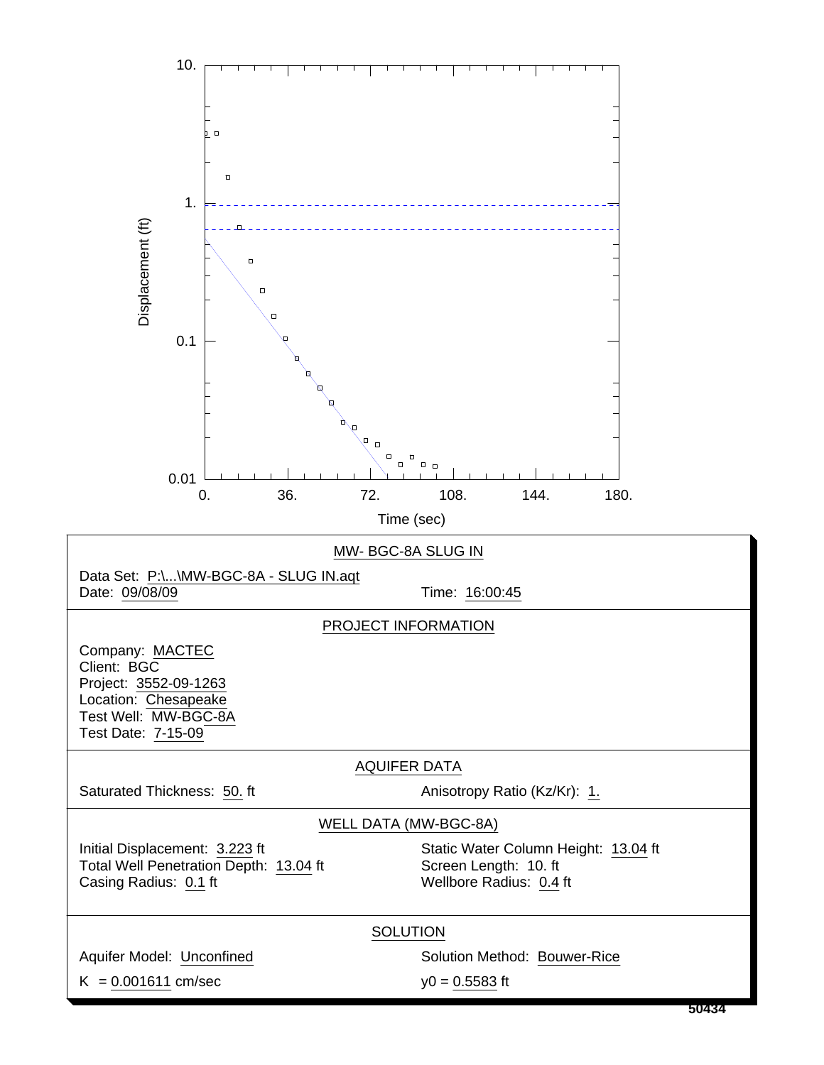Displacement (ft)

Time (sec)

## MW- BGC-8A SLUG IN

Data Set: P:\...\MW-BGC-8A - SLUG IN.aqt
Date: 09/08/09 Time: 16:00:45

## PROJECT INFORMATION

Company: MACTEC
Client: BGC
Project: 3552-09-1263
Location: Chesapeake
Test Well: MW-BGC-8A
Test Date: 7-15-09

## AQUIFER DATA

Saturated Thickness: 50. ft
Anisotropy Ratio (Kz/Kr): 1.

## WELL DATA (MW-BGC-8A)

Initial Displacement: 3.223 ft
Static Water Column Height: 13.04 ft
Total Well Penetration Depth: 13.04 ft
Screen Length: 10. ft
Casing Radius: 0.1 ft
Wellbore Radius: 0.4 ft

## SOLUTION

Aquifer Model: Unconfined
Solution Method: Bouwer-Rice
K = 0.001611 cm/sec
y0 = 0.5583 ft

50434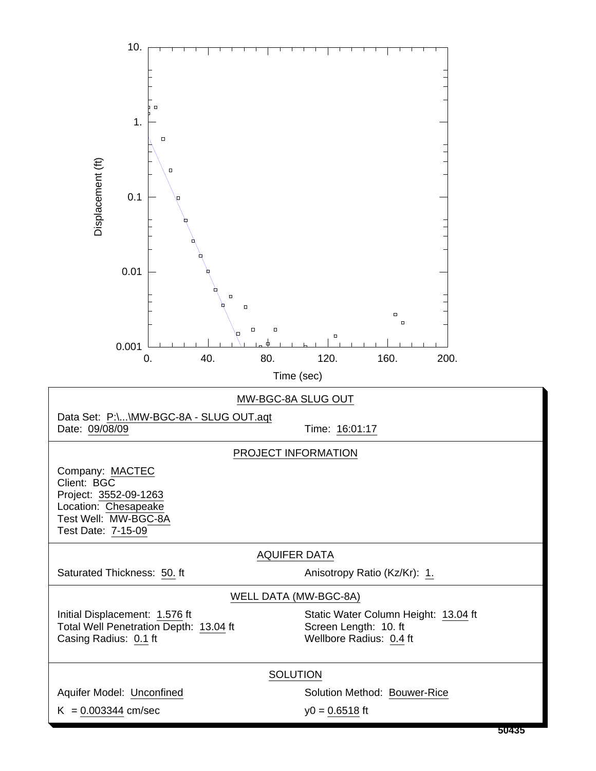## MW-BGC-8A SLUG OUT

Data Set: P:\...\MW-BGC-8A - SLUG OUT.aqt
Date: 09/08/09 Time: 16:01:17

## PROJECT INFORMATION

Company: MACTEC
Client: BGC
Project: 3552-09-1263
Location: Chesapeake
Test Well: MW-BGC-8A
Test Date: 7-15-09

## AQUIFER DATA

Saturated Thickness: 50. ft
Anisotropy Ratio (Kz/Kr): 1.

## WELL DATA (MW-BGC-8A)

Initial Displacement: 1.576 ft
Static Water Column Height: 13.04 ft
Total Well Penetration Depth: 13.04 ft
Screen Length: 10. ft
Casing Radius: 0.1 ft
Wellbore Radius: 0.4 ft

## SOLUTION

Aquifer Model: Unconfined
Solution Method: Bouwer-Rice
K = 0.003344 cm/sec
y0 = 0.6518 ft

50435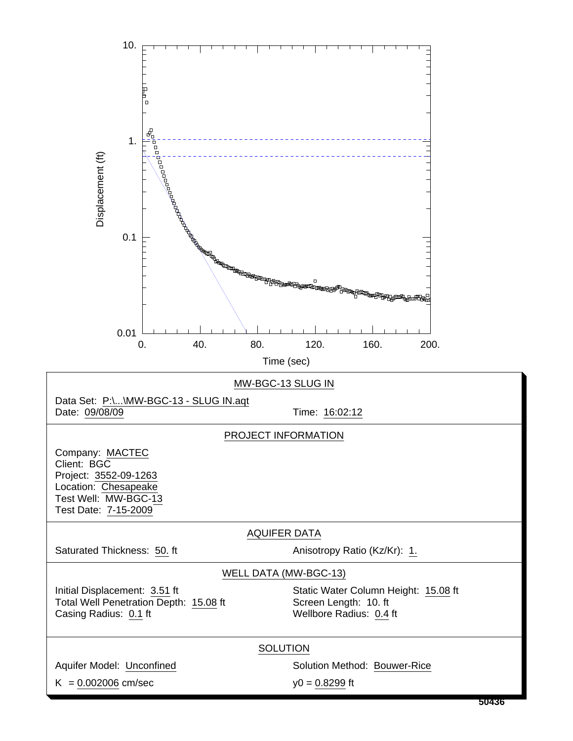Displacement (ft) vs. Time (sec)

## MW-BGC-13 SLUG IN

Data Set: P:\...\MW-BGC-13 - SLUG IN.aqt
Date: 09/08/09
Time: 16:02:12

## PROJECT INFORMATION

Company: MACTEC
Client: BGC
Project: 3552-09-1263
Location: Chesapeake
Test Well: MW-BGC-13
Test Date: 7-15-2009

## AQUIFER DATA

Saturated Thickness: 50. ft
Anisotropy Ratio (Kz/Kr): 1.

## WELL DATA (MW-BGC-13)

Initial Displacement: 3.51 ft
Static Water Column Height: 15.08 ft
Total Well Penetration Depth: 15.08 ft
Screen Length: 10. ft
Casing Radius: 0.1 ft
Wellbore Radius: 0.4 ft

## SOLUTION

Aquifer Model: Unconfined
Solution Method: Bouwer-Rice
K = 0.002006 cm/sec
y0 = 0.8299 ft

50436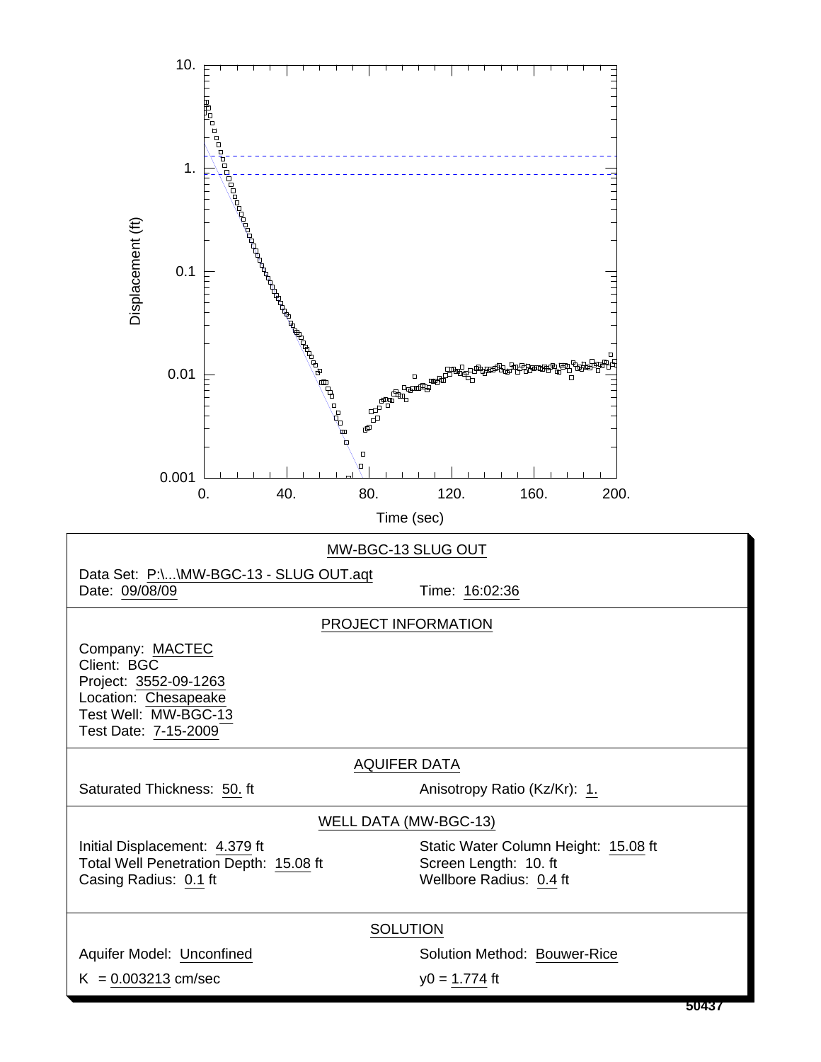Displacement (ft) vs. Time (sec)

## MW-BGC-13 SLUG OUT

Data Set: P:\...\MW-BGC-13 - SLUG OUT.aqt
Date: 09/08/09 Time: 16:02:36

### PROJECT INFORMATION

Company: MACTEC
Client: BGC
Project: 3552-09-1263
Location: Chesapeake
Test Well: MW-BGC-13
Test Date: 7-15-2009

### AQUIFER DATA

Saturated Thickness: 50. ft
Anisotropy Ratio (Kz/Kr): 1.

### WELL DATA (MW-BGC-13)

Initial Displacement: 4.379 ft
Static Water Column Height: 15.08 ft
Total Well Penetration Depth: 15.08 ft
Screen Length: 10. ft
Casing Radius: 0.1 ft
Wellbore Radius: 0.4 ft

### SOLUTION

Aquifer Model: Unconfined
Solution Method: Bouwer-Rice
K = 0.003213 cm/sec
y0 = 1.774 ft

50437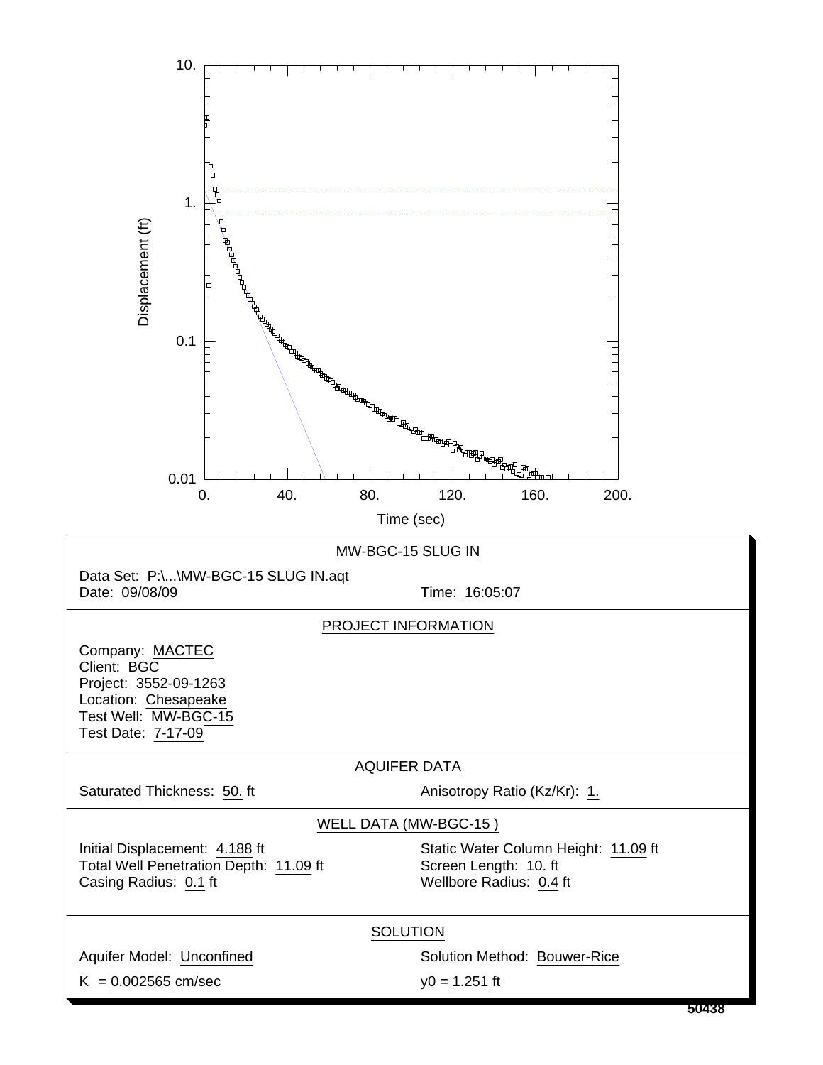Displacement (ft) vs. Time (sec)

## MW-BGC-15 SLUG IN

Data Set: P:\...\MW-BGC-15 SLUG IN.aqt
Date: 09/08/09 Time: 16:05:07

## PROJECT INFORMATION

Company: MACTEC
Client: BGC
Project: 3552-09-1263
Location: Chesapeake
Test Well: MW-BGC-15
Test Date: 7-17-09

## AQUIFER DATA

Saturated Thickness: 50. ft
Anisotropy Ratio (Kz/Kr): 1.

## WELL DATA (MW-BGC-15 )

Initial Displacement: 4.188 ft
Static Water Column Height: 11.09 ft
Total Well Penetration Depth: 11.09 ft
Screen Length: 10. ft
Casing Radius: 0.1 ft
Wellbore Radius: 0.4 ft

## SOLUTION

Aquifer Model: Unconfined
Solution Method: Bouwer-Rice
K = 0.002565 cm/sec
y0 = 1.251 ft

50438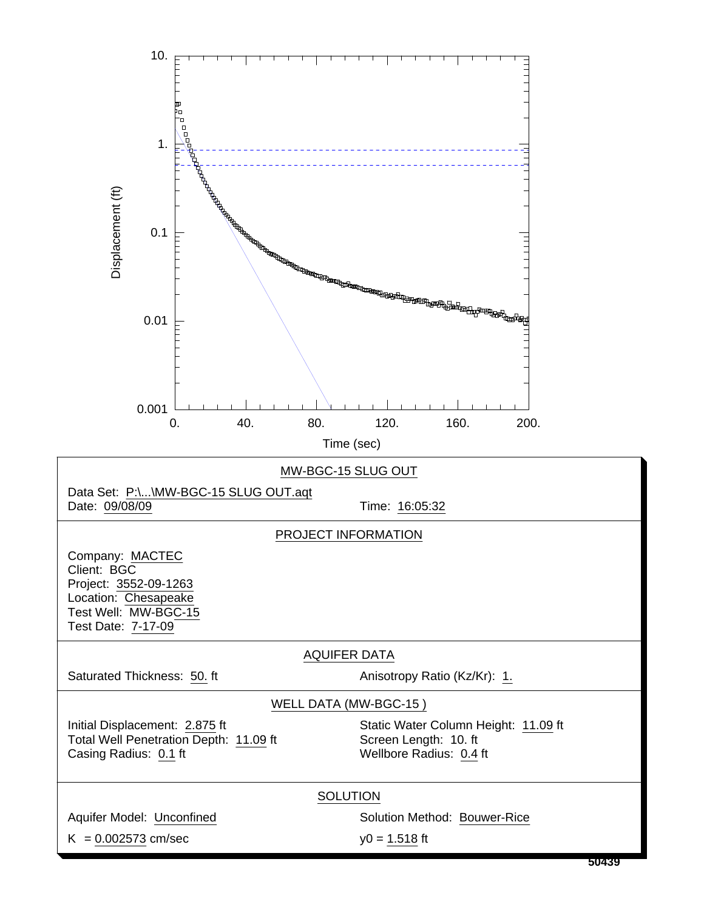10.

1.

0.1

0.01

0.001

Displacement (ft)

0. 40. 80. 120. 160. 200.

Time (sec)

MW-BGC-15 SLUG OUT

Data Set: P:\...\MW-BGC-15 SLUG OUT.aqt
Date: 09/08/09 Time: 16:05:32

PROJECT INFORMATION

Company: MACTEC
Client: BGC
Project: 3552-09-1263
Location: Chesapeake
Test Well: MW-BGC-15
Test Date: 7-17-09

AQUIFER DATA

Saturated Thickness: 50. ft Anisotropy Ratio (Kz/Kr): 1.

WELL DATA (MW-BGC-15 )

Initial Displacement: 2.875 ft Static Water Column Height: 11.09 ft
Total Well Penetration Depth: 11.09 ft Screen Length: 10. ft
Casing Radius: 0.1 ft Wellbore Radius: 0.4 ft

SOLUTION

Aquifer Model: Unconfined Solution Method: Bouwer-Rice
K = 0.002573 cm/sec y0 = 1.518 ft

50439